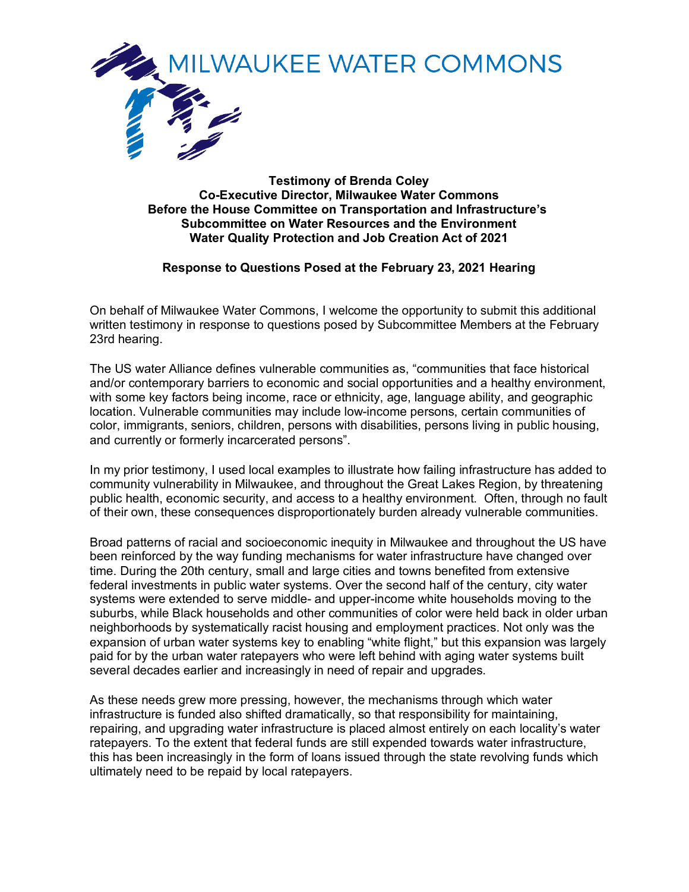MILWAUKEE WATER COMMONS

**Testimony of Brenda Coley**
**Co-Executive Director, Milwaukee Water Commons**
**Before the House Committee on Transportation and Infrastructure's**
**Subcommittee on Water Resources and the Environment**
**Water Quality Protection and Job Creation Act of 2021**

**Response to Questions Posed at the February 23, 2021 Hearing**

On behalf of Milwaukee Water Commons, I welcome the opportunity to submit this additional written testimony in response to questions posed by Subcommittee Members at the February 23rd hearing.

The US water Alliance defines vulnerable communities as, "communities that face historical and/or contemporary barriers to economic and social opportunities and a healthy environment, with some key factors being income, race or ethnicity, age, language ability, and geographic location. Vulnerable communities may include low-income persons, certain communities of color, immigrants, seniors, children, persons with disabilities, persons living in public housing, and currently or formerly incarcerated persons".

In my prior testimony, I used local examples to illustrate how failing infrastructure has added to community vulnerability in Milwaukee, and throughout the Great Lakes Region, by threatening public health, economic security, and access to a healthy environment. Often, through no fault of their own, these consequences disproportionately burden already vulnerable communities.

Broad patterns of racial and socioeconomic inequity in Milwaukee and throughout the US have been reinforced by the way funding mechanisms for water infrastructure have changed over time. During the 20th century, small and large cities and towns benefited from extensive federal investments in public water systems. Over the second half of the century, city water systems were extended to serve middle- and upper-income white households moving to the suburbs, while Black households and other communities of color were held back in older urban neighborhoods by systematically racist housing and employment practices. Not only was the expansion of urban water systems key to enabling "white flight," but this expansion was largely paid for by the urban water ratepayers who were left behind with aging water systems built several decades earlier and increasingly in need of repair and upgrades.

As these needs grew more pressing, however, the mechanisms through which water infrastructure is funded also shifted dramatically, so that responsibility for maintaining, repairing, and upgrading water infrastructure is placed almost entirely on each locality's water ratepayers. To the extent that federal funds are still expended towards water infrastructure, this has been increasingly in the form of loans issued through the state revolving funds which ultimately need to be repaid by local ratepayers.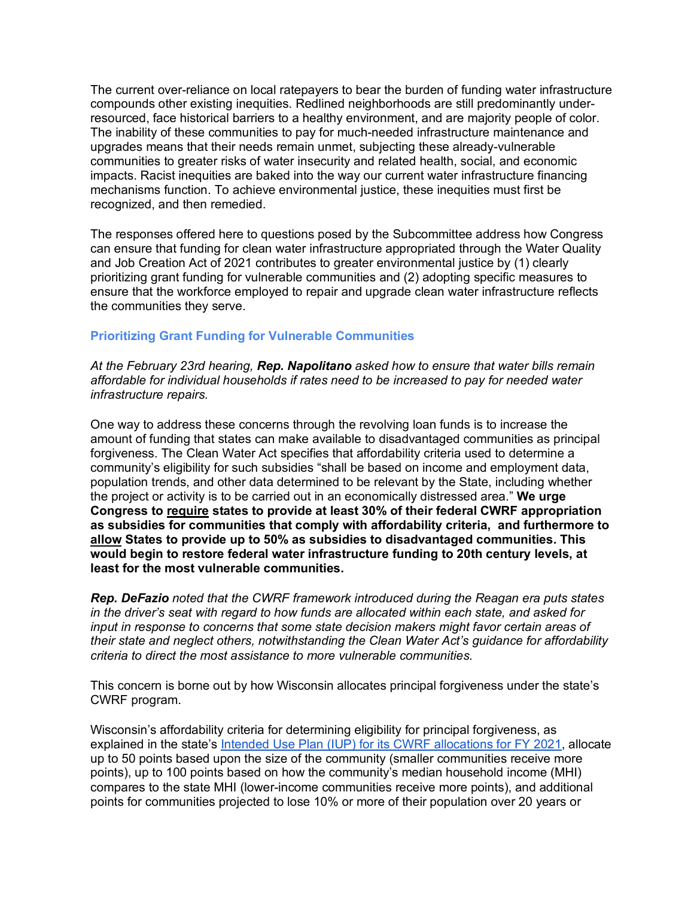The current over-reliance on local ratepayers to bear the burden of funding water infrastructure compounds other existing inequities. Redlined neighborhoods are still predominantly under-resourced, face historical barriers to a healthy environment, and are majority people of color. The inability of these communities to pay for much-needed infrastructure maintenance and upgrades means that their needs remain unmet, subjecting these already-vulnerable communities to greater risks of water insecurity and related health, social, and economic impacts. Racist inequities are baked into the way our current water infrastructure financing mechanisms function. To achieve environmental justice, these inequities must first be recognized, and then remedied.

The responses offered here to questions posed by the Subcommittee address how Congress can ensure that funding for clean water infrastructure appropriated through the Water Quality and Job Creation Act of 2021 contributes to greater environmental justice by (1) clearly prioritizing grant funding for vulnerable communities and (2) adopting specific measures to ensure that the workforce employed to repair and upgrade clean water infrastructure reflects the communities they serve.

### Prioritizing Grant Funding for Vulnerable Communities

*At the February 23rd hearing, **Rep. Napolitano** asked how to ensure that water bills remain affordable for individual households if rates need to be increased to pay for needed water infrastructure repairs.*

One way to address these concerns through the revolving loan funds is to increase the amount of funding that states can make available to disadvantaged communities as principal forgiveness. The Clean Water Act specifies that affordability criteria used to determine a community's eligibility for such subsidies "shall be based on income and employment data, population trends, and other data determined to be relevant by the State, including whether the project or activity is to be carried out in an economically distressed area." **We urge Congress to <u>require</u> states to provide at least 30% of their federal CWRF appropriation as subsidies for communities that comply with affordability criteria, and furthermore to <u>allow</u> States to provide up to 50% as subsidies to disadvantaged communities. This would begin to restore federal water infrastructure funding to 20th century levels, at least for the most vulnerable communities.**

***Rep. DeFazio** noted that the CWRF framework introduced during the Reagan era puts states in the driver's seat with regard to how funds are allocated within each state, and asked for input in response to concerns that some state decision makers might favor certain areas of their state and neglect others, notwithstanding the Clean Water Act's guidance for affordability criteria to direct the most assistance to more vulnerable communities.*

This concern is borne out by how Wisconsin allocates principal forgiveness under the state's CWRF program.

Wisconsin's affordability criteria for determining eligibility for principal forgiveness, as explained in the state's [Intended Use Plan (IUP) for its CWRF allocations for FY 2021](), allocate up to 50 points based upon the size of the community (smaller communities receive more points), up to 100 points based on how the community's median household income (MHI) compares to the state MHI (lower-income communities receive more points), and additional points for communities projected to lose 10% or more of their population over 20 years or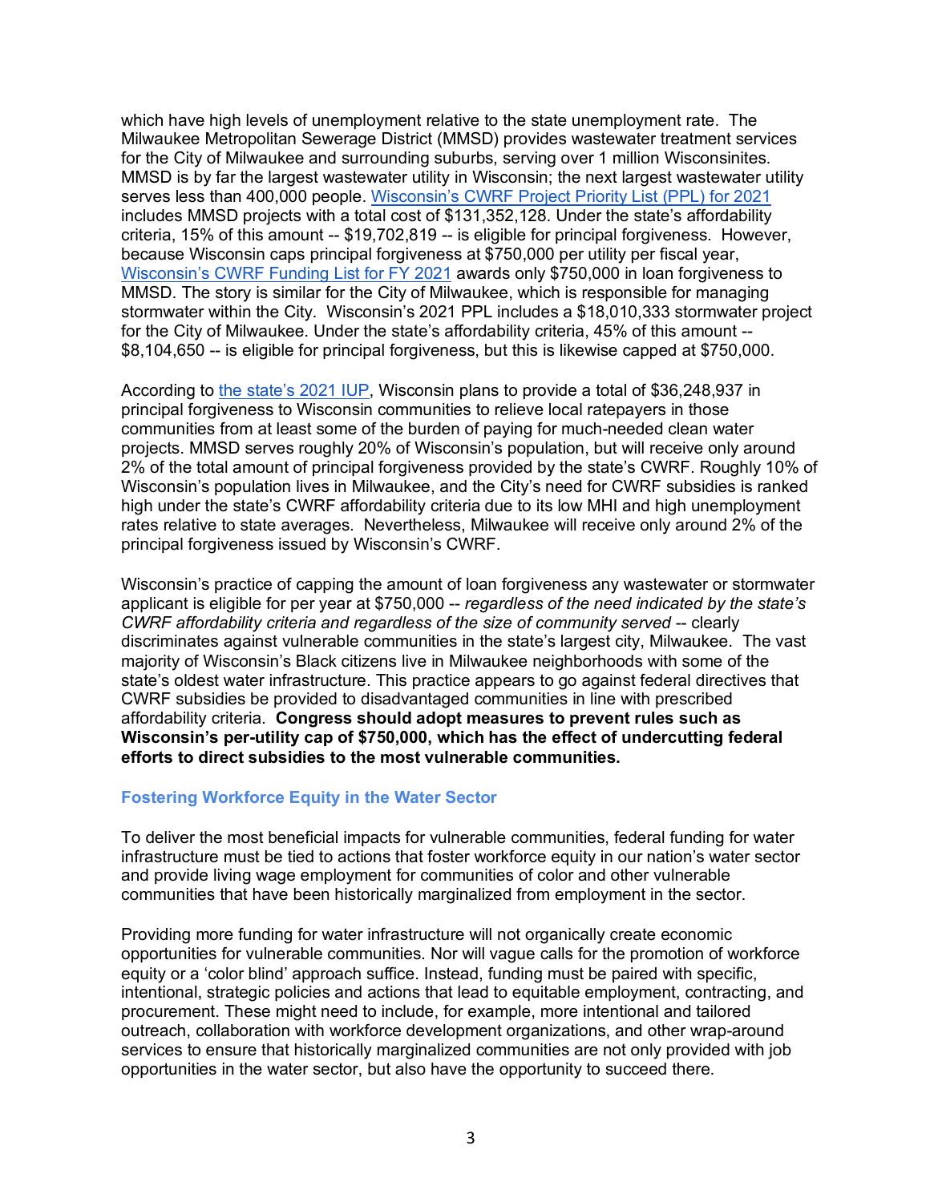which have high levels of unemployment relative to the state unemployment rate. The Milwaukee Metropolitan Sewerage District (MMSD) provides wastewater treatment services for the City of Milwaukee and surrounding suburbs, serving over 1 million Wisconsinites. MMSD is by far the largest wastewater utility in Wisconsin; the next largest wastewater utility serves less than 400,000 people. Wisconsin's CWRF Project Priority List (PPL) for 2021 includes MMSD projects with a total cost of $131,352,128. Under the state's affordability criteria, 15% of this amount -- $19,702,819 -- is eligible for principal forgiveness. However, because Wisconsin caps principal forgiveness at $750,000 per utility per fiscal year, Wisconsin's CWRF Funding List for FY 2021 awards only $750,000 in loan forgiveness to MMSD. The story is similar for the City of Milwaukee, which is responsible for managing stormwater within the City. Wisconsin's 2021 PPL includes a $18,010,333 stormwater project for the City of Milwaukee. Under the state's affordability criteria, 45% of this amount -- $8,104,650 -- is eligible for principal forgiveness, but this is likewise capped at $750,000.

According to the state's 2021 IUP, Wisconsin plans to provide a total of $36,248,937 in principal forgiveness to Wisconsin communities to relieve local ratepayers in those communities from at least some of the burden of paying for much-needed clean water projects. MMSD serves roughly 20% of Wisconsin's population, but will receive only around 2% of the total amount of principal forgiveness provided by the state's CWRF. Roughly 10% of Wisconsin's population lives in Milwaukee, and the City's need for CWRF subsidies is ranked high under the state's CWRF affordability criteria due to its low MHI and high unemployment rates relative to state averages. Nevertheless, Milwaukee will receive only around 2% of the principal forgiveness issued by Wisconsin's CWRF.

Wisconsin's practice of capping the amount of loan forgiveness any wastewater or stormwater applicant is eligible for per year at $750,000 -- *regardless of the need indicated by the state's CWRF affordability criteria and regardless of the size of community served* -- clearly discriminates against vulnerable communities in the state's largest city, Milwaukee. The vast majority of Wisconsin's Black citizens live in Milwaukee neighborhoods with some of the state's oldest water infrastructure. This practice appears to go against federal directives that CWRF subsidies be provided to disadvantaged communities in line with prescribed affordability criteria. **Congress should adopt measures to prevent rules such as Wisconsin's per-utility cap of $750,000, which has the effect of undercutting federal efforts to direct subsidies to the most vulnerable communities.**

### Fostering Workforce Equity in the Water Sector

To deliver the most beneficial impacts for vulnerable communities, federal funding for water infrastructure must be tied to actions that foster workforce equity in our nation's water sector and provide living wage employment for communities of color and other vulnerable communities that have been historically marginalized from employment in the sector.

Providing more funding for water infrastructure will not organically create economic opportunities for vulnerable communities. Nor will vague calls for the promotion of workforce equity or a 'color blind' approach suffice. Instead, funding must be paired with specific, intentional, strategic policies and actions that lead to equitable employment, contracting, and procurement. These might need to include, for example, more intentional and tailored outreach, collaboration with workforce development organizations, and other wrap-around services to ensure that historically marginalized communities are not only provided with job opportunities in the water sector, but also have the opportunity to succeed there.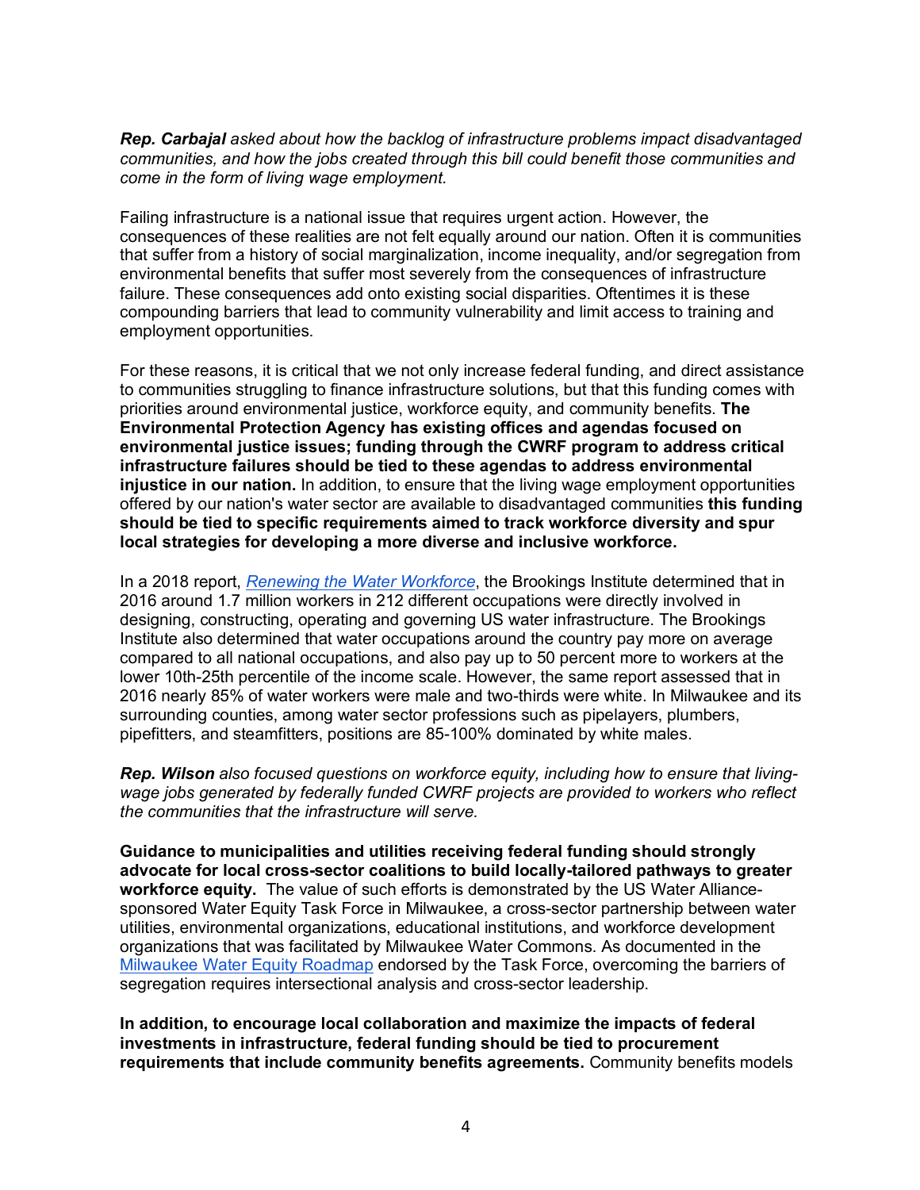***Rep. Carbajal** asked about how the backlog of infrastructure problems impact disadvantaged communities, and how the jobs created through this bill could benefit those communities and come in the form of living wage employment.*

Failing infrastructure is a national issue that requires urgent action. However, the consequences of these realities are not felt equally around our nation. Often it is communities that suffer from a history of social marginalization, income inequality, and/or segregation from environmental benefits that suffer most severely from the consequences of infrastructure failure. These consequences add onto existing social disparities. Oftentimes it is these compounding barriers that lead to community vulnerability and limit access to training and employment opportunities.

For these reasons, it is critical that we not only increase federal funding, and direct assistance to communities struggling to finance infrastructure solutions, but that this funding comes with priorities around environmental justice, workforce equity, and community benefits. **The Environmental Protection Agency has existing offices and agendas focused on environmental justice issues; funding through the CWRF program to address critical infrastructure failures should be tied to these agendas to address environmental injustice in our nation.** In addition, to ensure that the living wage employment opportunities offered by our nation's water sector are available to disadvantaged communities **this funding should be tied to specific requirements aimed to track workforce diversity and spur local strategies for developing a more diverse and inclusive workforce.**

In a 2018 report, *Renewing the Water Workforce*, the Brookings Institute determined that in 2016 around 1.7 million workers in 212 different occupations were directly involved in designing, constructing, operating and governing US water infrastructure. The Brookings Institute also determined that water occupations around the country pay more on average compared to all national occupations, and also pay up to 50 percent more to workers at the lower 10th-25th percentile of the income scale. However, the same report assessed that in 2016 nearly 85% of water workers were male and two-thirds were white. In Milwaukee and its surrounding counties, among water sector professions such as pipelayers, plumbers, pipefitters, and steamfitters, positions are 85-100% dominated by white males.

***Rep. Wilson** also focused questions on workforce equity, including how to ensure that living-wage jobs generated by federally funded CWRF projects are provided to workers who reflect the communities that the infrastructure will serve.*

**Guidance to municipalities and utilities receiving federal funding should strongly advocate for local cross-sector coalitions to build locally-tailored pathways to greater workforce equity.** The value of such efforts is demonstrated by the US Water Alliance-sponsored Water Equity Task Force in Milwaukee, a cross-sector partnership between water utilities, environmental organizations, educational institutions, and workforce development organizations that was facilitated by Milwaukee Water Commons. As documented in the Milwaukee Water Equity Roadmap endorsed by the Task Force, overcoming the barriers of segregation requires intersectional analysis and cross-sector leadership.

**In addition, to encourage local collaboration and maximize the impacts of federal investments in infrastructure, federal funding should be tied to procurement requirements that include community benefits agreements.** Community benefits models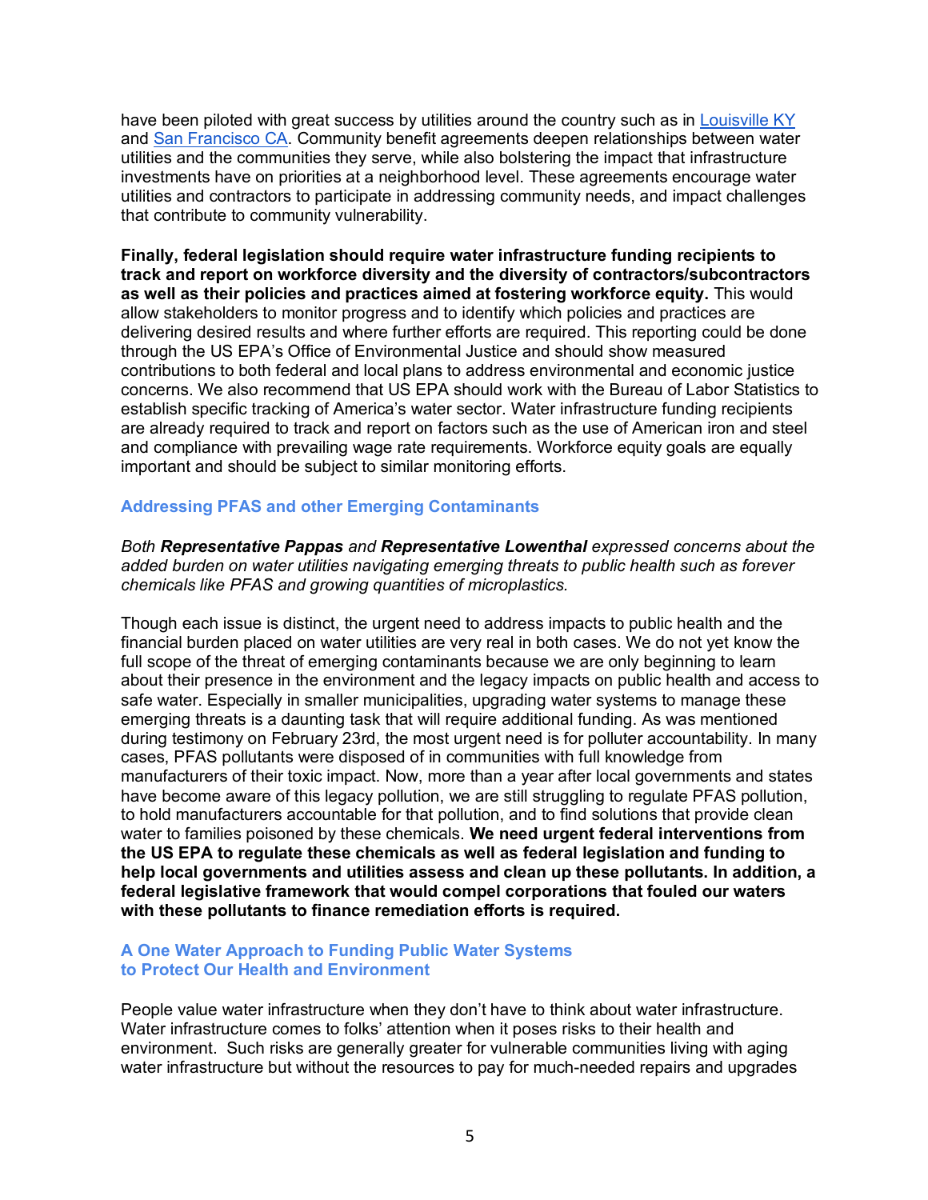have been piloted with great success by utilities around the country such as in Louisville KY and San Francisco CA. Community benefit agreements deepen relationships between water utilities and the communities they serve, while also bolstering the impact that infrastructure investments have on priorities at a neighborhood level. These agreements encourage water utilities and contractors to participate in addressing community needs, and impact challenges that contribute to community vulnerability.

**Finally, federal legislation should require water infrastructure funding recipients to track and report on workforce diversity and the diversity of contractors/subcontractors as well as their policies and practices aimed at fostering workforce equity.** This would allow stakeholders to monitor progress and to identify which policies and practices are delivering desired results and where further efforts are required. This reporting could be done through the US EPA's Office of Environmental Justice and should show measured contributions to both federal and local plans to address environmental and economic justice concerns. We also recommend that US EPA should work with the Bureau of Labor Statistics to establish specific tracking of America's water sector. Water infrastructure funding recipients are already required to track and report on factors such as the use of American iron and steel and compliance with prevailing wage rate requirements. Workforce equity goals are equally important and should be subject to similar monitoring efforts.

### Addressing PFAS and other Emerging Contaminants

*Both **Representative Pappas** and **Representative Lowenthal** expressed concerns about the added burden on water utilities navigating emerging threats to public health such as forever chemicals like PFAS and growing quantities of microplastics.*

Though each issue is distinct, the urgent need to address impacts to public health and the financial burden placed on water utilities are very real in both cases. We do not yet know the full scope of the threat of emerging contaminants because we are only beginning to learn about their presence in the environment and the legacy impacts on public health and access to safe water. Especially in smaller municipalities, upgrading water systems to manage these emerging threats is a daunting task that will require additional funding. As was mentioned during testimony on February 23rd, the most urgent need is for polluter accountability. In many cases, PFAS pollutants were disposed of in communities with full knowledge from manufacturers of their toxic impact. Now, more than a year after local governments and states have become aware of this legacy pollution, we are still struggling to regulate PFAS pollution, to hold manufacturers accountable for that pollution, and to find solutions that provide clean water to families poisoned by these chemicals. **We need urgent federal interventions from the US EPA to regulate these chemicals as well as federal legislation and funding to help local governments and utilities assess and clean up these pollutants. In addition, a federal legislative framework that would compel corporations that fouled our waters with these pollutants to finance remediation efforts is required.**

### A One Water Approach to Funding Public Water Systems to Protect Our Health and Environment

People value water infrastructure when they don't have to think about water infrastructure. Water infrastructure comes to folks' attention when it poses risks to their health and environment. Such risks are generally greater for vulnerable communities living with aging water infrastructure but without the resources to pay for much-needed repairs and upgrades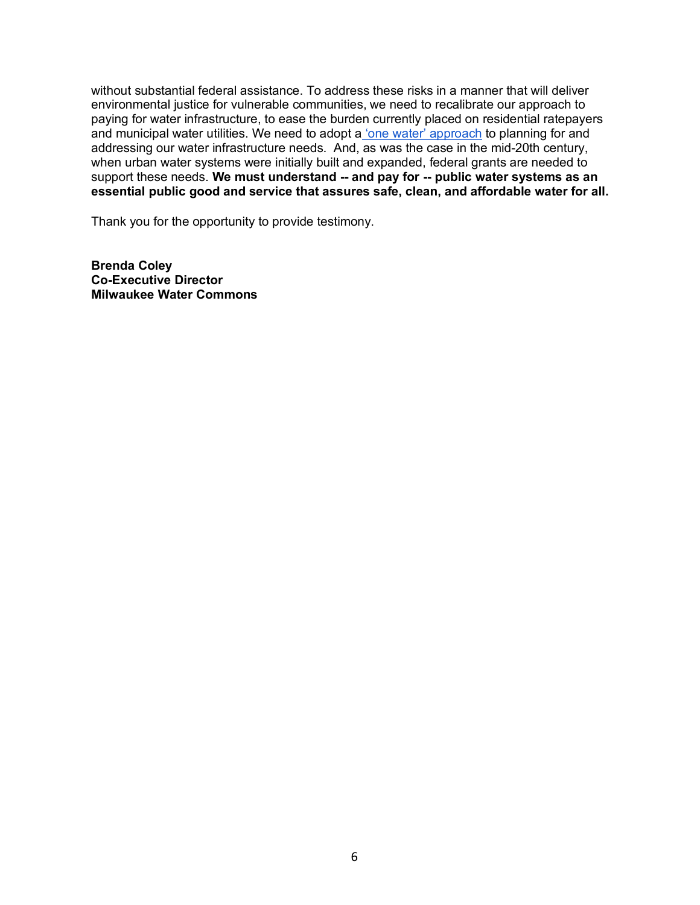without substantial federal assistance. To address these risks in a manner that will deliver environmental justice for vulnerable communities, we need to recalibrate our approach to paying for water infrastructure, to ease the burden currently placed on residential ratepayers and municipal water utilities. We need to adopt a 'one water' approach to planning for and addressing our water infrastructure needs. And, as was the case in the mid-20th century, when urban water systems were initially built and expanded, federal grants are needed to support these needs. **We must understand -- and pay for -- public water systems as an essential public good and service that assures safe, clean, and affordable water for all.**

Thank you for the opportunity to provide testimony.

**Brenda Coley**
**Co-Executive Director**
**Milwaukee Water Commons**